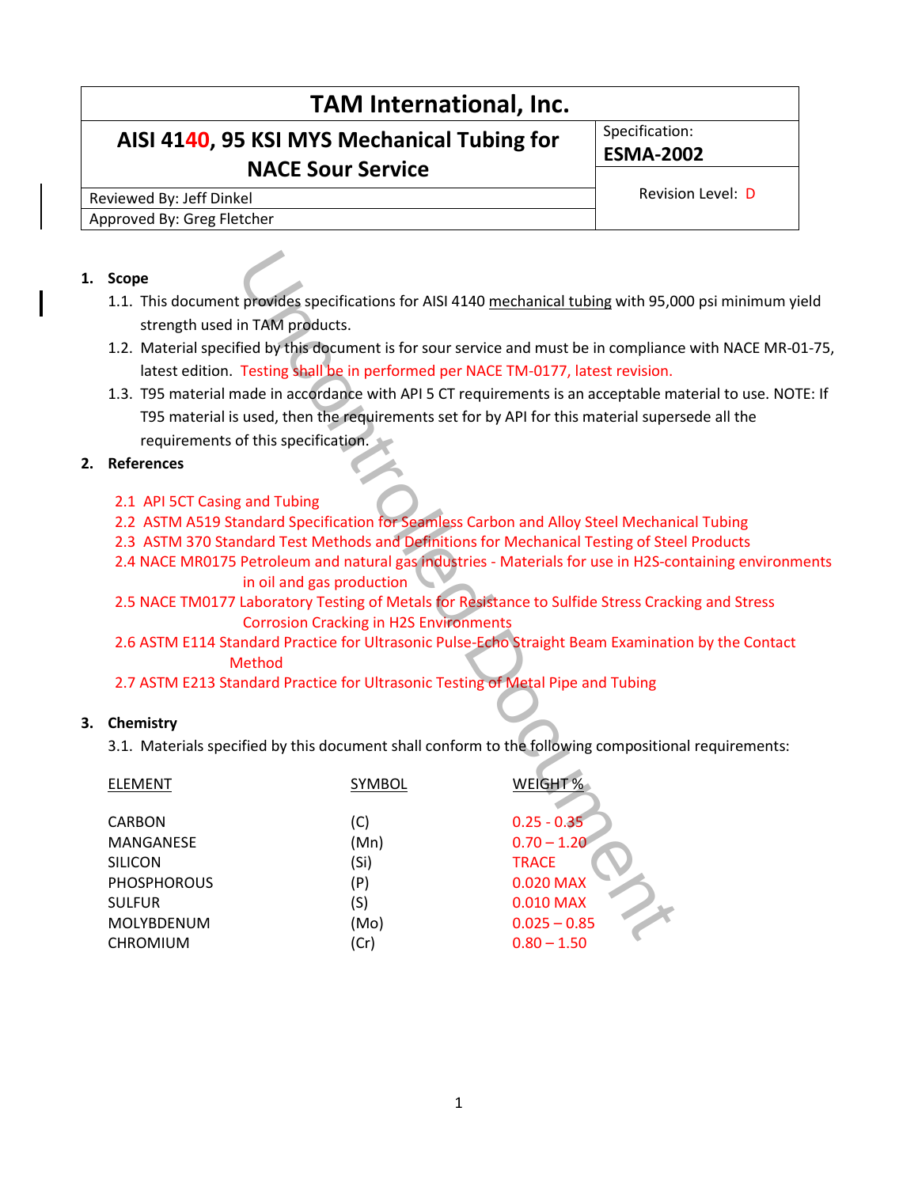# TAM International, Inc.

| AISI 4140, 95 KSI MYS Mechanical Tubing for NACE Sour Service | Specification: **ESMA-2002** |
|---|---|
| Reviewed By: Jeff Dinkel | Revision Level: D |
| Approved By: Greg Fletcher | |

## 1. Scope

1.1. This document provides specifications for AISI 4140 mechanical tubing with 95,000 psi minimum yield strength used in TAM products.

1.2. Material specified by this document is for sour service and must be in compliance with NACE MR-01-75, latest edition. Testing shall be in performed per NACE TM-0177, latest revision.

1.3. T95 material made in accordance with API 5 CT requirements is an acceptable material to use. NOTE: If T95 material is used, then the requirements set for by API for this material supersede all the requirements of this specification.

## 2. References

2.1 API 5CT Casing and Tubing

2.2 ASTM A519 Standard Specification for Seamless Carbon and Alloy Steel Mechanical Tubing

2.3 ASTM 370 Standard Test Methods and Definitions for Mechanical Testing of Steel Products

2.4 NACE MR0175 Petroleum and natural gas industries - Materials for use in H2S-containing environments in oil and gas production

2.5 NACE TM0177 Laboratory Testing of Metals for Resistance to Sulfide Stress Cracking and Stress Corrosion Cracking in H2S Environments

2.6 ASTM E114 Standard Practice for Ultrasonic Pulse-Echo Straight Beam Examination by the Contact Method

2.7 ASTM E213 Standard Practice for Ultrasonic Testing of Metal Pipe and Tubing

## 3. Chemistry

3.1. Materials specified by this document shall conform to the following compositional requirements:

| ELEMENT | SYMBOL | WEIGHT % |
|---|---|---|
| CARBON | (C) | 0.25 - 0.35 |
| MANGANESE | (Mn) | 0.70 – 1.20 |
| SILICON | (Si) | TRACE |
| PHOSPHOROUS | (P) | 0.020 MAX |
| SULFUR | (S) | 0.010 MAX |
| MOLYBDENUM | (Mo) | 0.025 – 0.85 |
| CHROMIUM | (Cr) | 0.80 – 1.50 |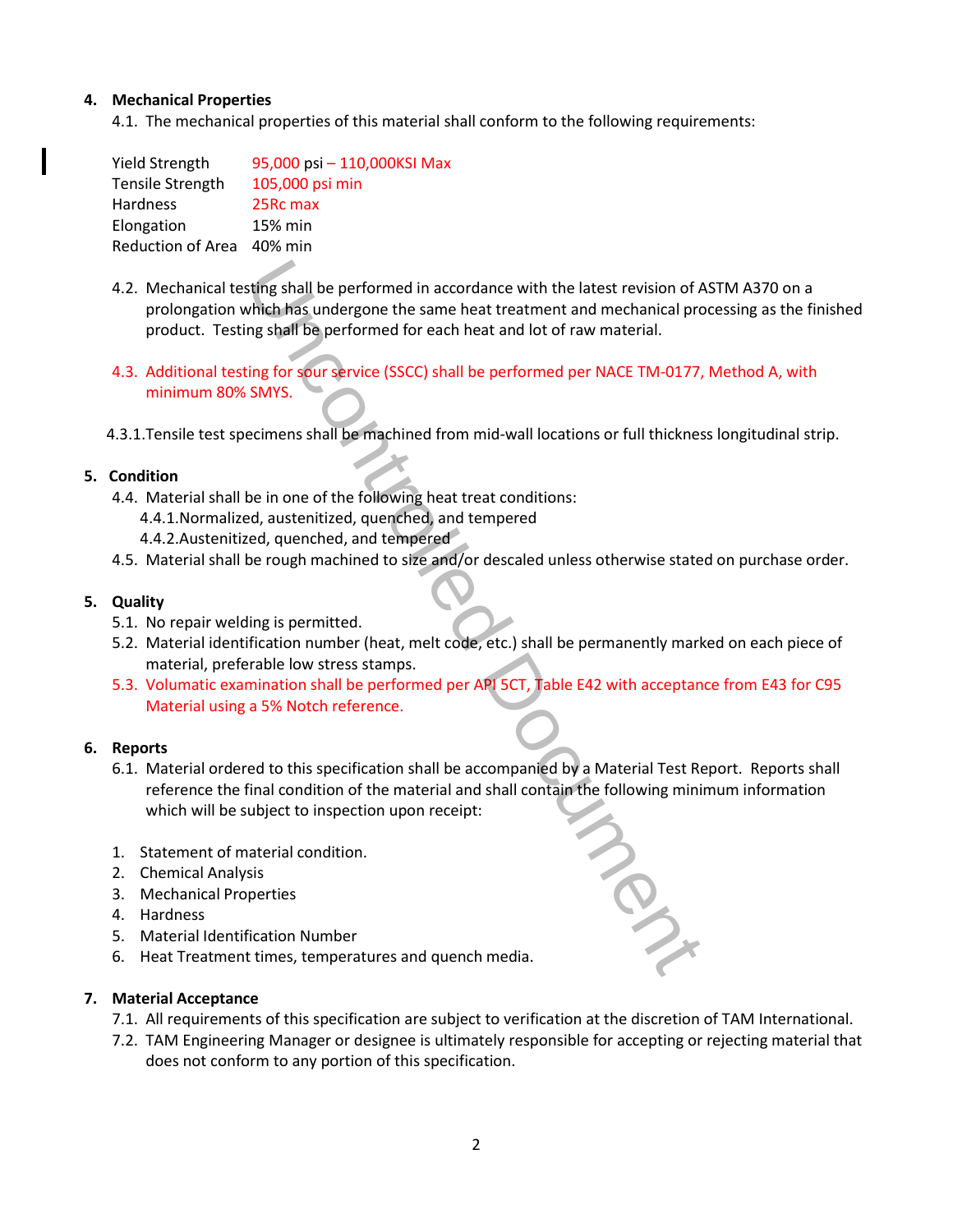## 4. Mechanical Properties

4.1. The mechanical properties of this material shall conform to the following requirements:

| | |
|---|---|
| Yield Strength | 95,000 psi – 110,000KSI Max |
| Tensile Strength | 105,000 psi min |
| Hardness | 25Rc max |
| Elongation | 15% min |
| Reduction of Area | 40% min |

4.2. Mechanical testing shall be performed in accordance with the latest revision of ASTM A370 on a prolongation which has undergone the same heat treatment and mechanical processing as the finished product. Testing shall be performed for each heat and lot of raw material.

4.3. Additional testing for sour service (SSCC) shall be performed per NACE TM-0177, Method A, with minimum 80% SMYS.

4.3.1. Tensile test specimens shall be machined from mid-wall locations or full thickness longitudinal strip.

## 5. Condition

4.4. Material shall be in one of the following heat treat conditions:

4.4.1. Normalized, austenitized, quenched, and tempered

4.4.2. Austenitized, quenched, and tempered

4.5. Material shall be rough machined to size and/or descaled unless otherwise stated on purchase order.

## 5. Quality

5.1. No repair welding is permitted.

5.2. Material identification number (heat, melt code, etc.) shall be permanently marked on each piece of material, preferable low stress stamps.

5.3. Volumatic examination shall be performed per API 5CT, Table E42 with acceptance from E43 for C95 Material using a 5% Notch reference.

## 6. Reports

6.1. Material ordered to this specification shall be accompanied by a Material Test Report. Reports shall reference the final condition of the material and shall contain the following minimum information which will be subject to inspection upon receipt:

1. Statement of material condition.
2. Chemical Analysis
3. Mechanical Properties
4. Hardness
5. Material Identification Number
6. Heat Treatment times, temperatures and quench media.

## 7. Material Acceptance

7.1. All requirements of this specification are subject to verification at the discretion of TAM International.

7.2. TAM Engineering Manager or designee is ultimately responsible for accepting or rejecting material that does not conform to any portion of this specification.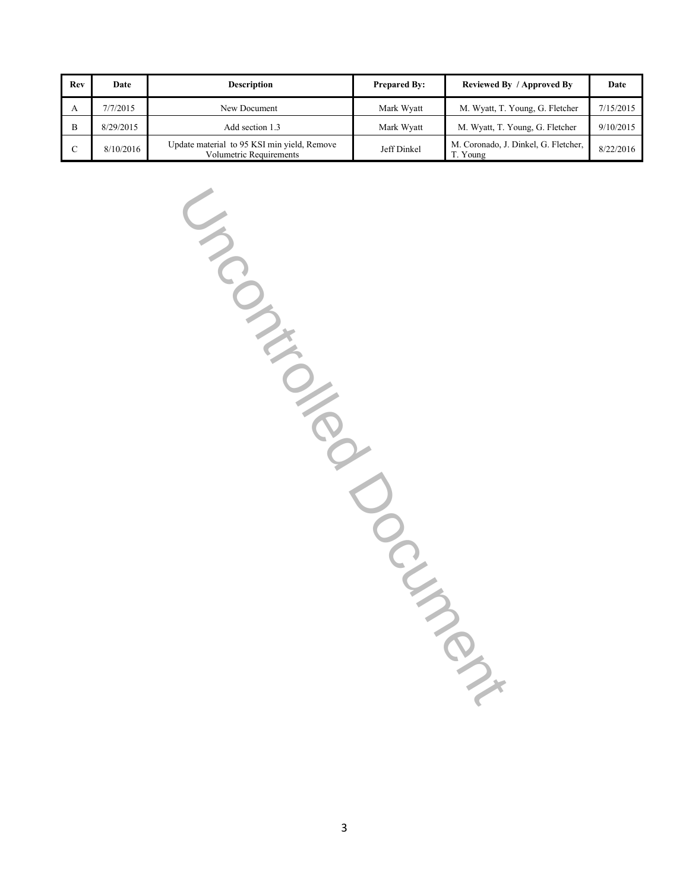| Rev | Date | Description | Prepared By: | Reviewed By / Approved By | Date |
|---|---|---|---|---|---|
| A | 7/7/2015 | New Document | Mark Wyatt | M. Wyatt, T. Young, G. Fletcher | 7/15/2015 |
| B | 8/29/2015 | Add section 1.3 | Mark Wyatt | M. Wyatt, T. Young, G. Fletcher | 9/10/2015 |
| C | 8/10/2016 | Update material to 95 KSI min yield, Remove Volumetric Requirements | Jeff Dinkel | M. Coronado, J. Dinkel, G. Fletcher, T. Young | 8/22/2016 |

Uncontrolled Document